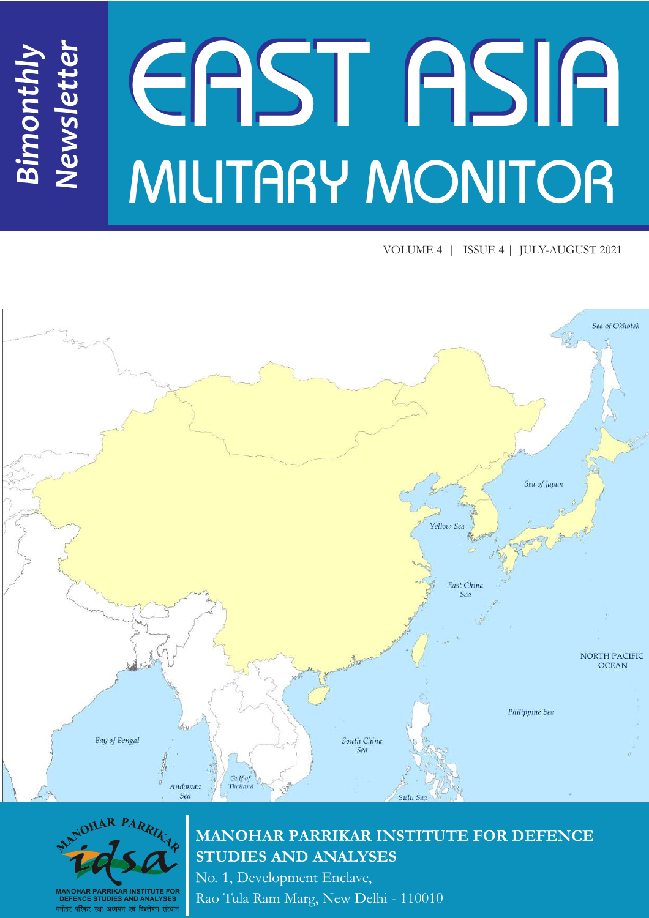*Bimonthly Newsletter*

# EAST ASIA MILITARY MONITOR

VOLUME 4 | ISSUE 4 | JULY-AUGUST 2021

**MANOHAR PARRIKAR INSTITUTE FOR DEFENCE STUDIES AND ANALYSES**

No. 1, Development Enclave,

Rao Tula Ram Marg, New Delhi - 110010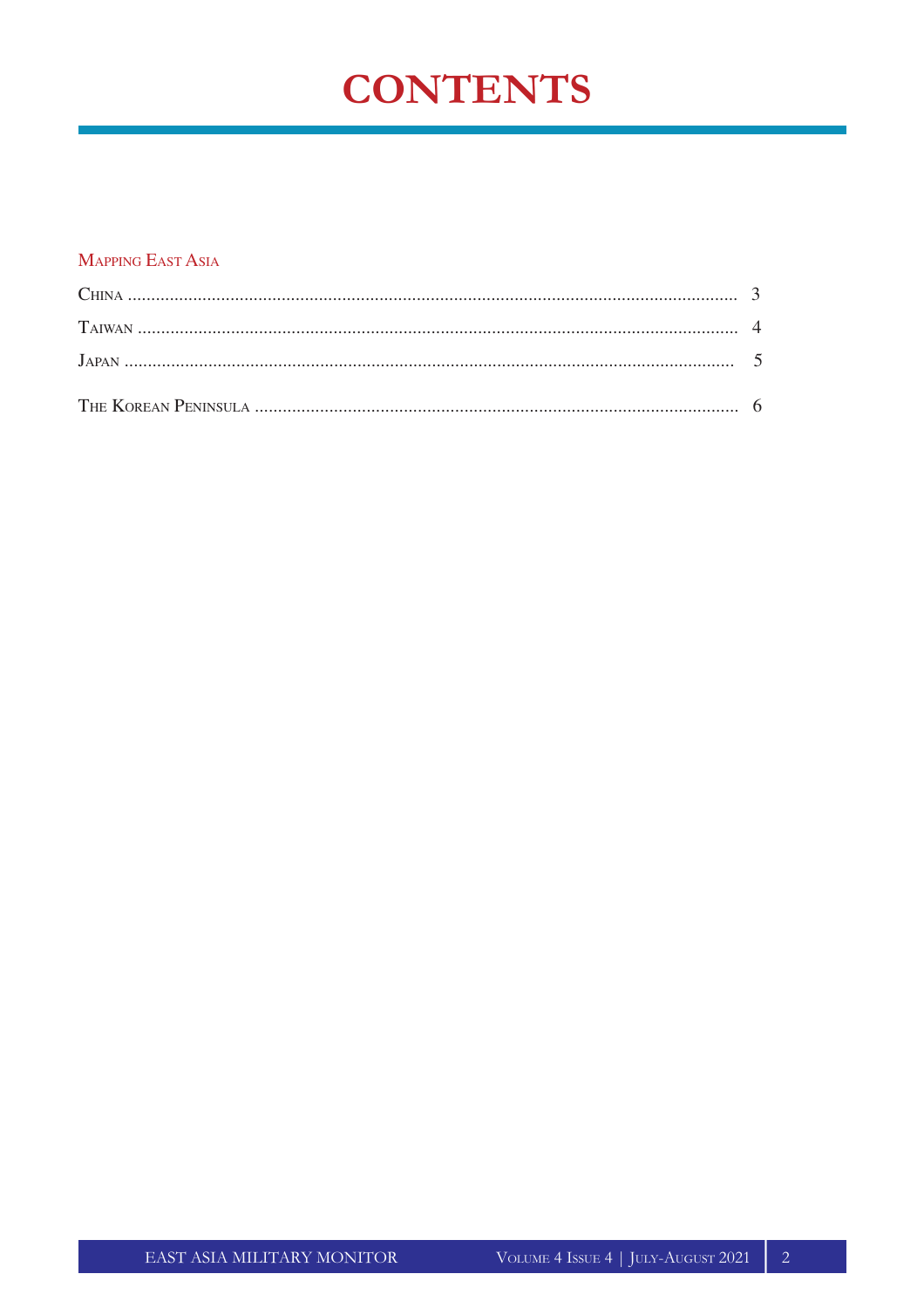# CONTENTS

## Mapping East Asia

China ........................................................................ 3

Taiwan ........................................................................ 4

Japan ........................................................................ 5

The Korean Peninsula ........................................................................ 6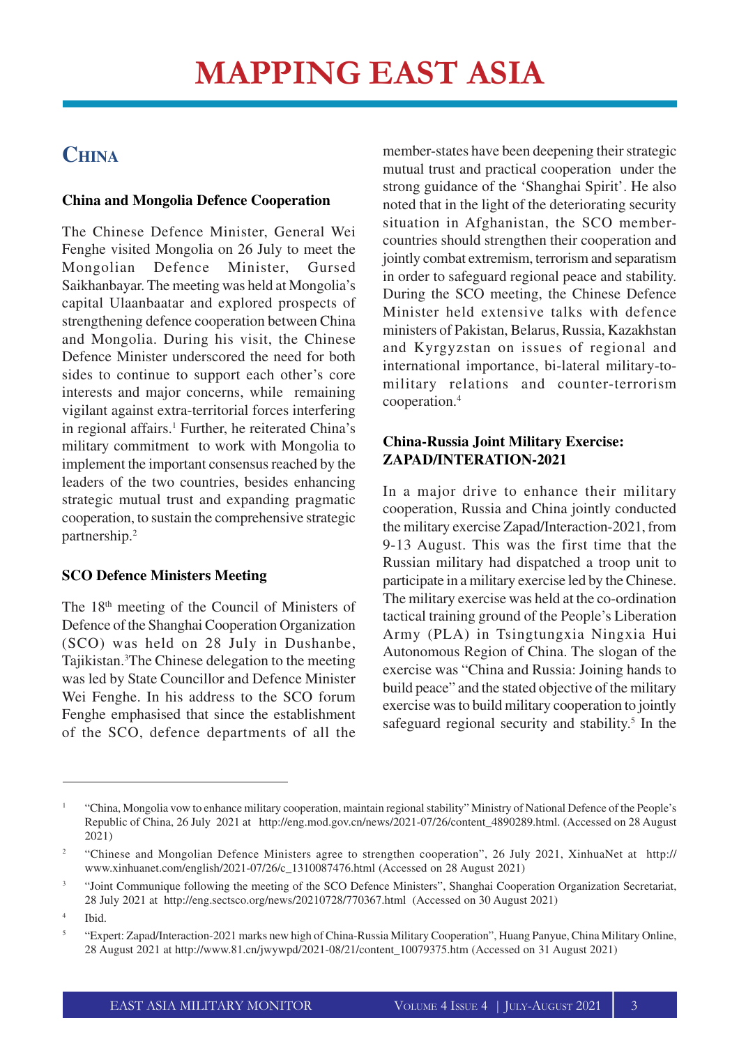## China

### China and Mongolia Defence Cooperation

The Chinese Defence Minister, General Wei Fenghe visited Mongolia on 26 July to meet the Mongolian Defence Minister, Gursed Saikhanbayar. The meeting was held at Mongolia's capital Ulaanbaatar and explored prospects of strengthening defence cooperation between China and Mongolia. During his visit, the Chinese Defence Minister underscored the need for both sides to continue to support each other's core interests and major concerns, while remaining vigilant against extra-territorial forces interfering in regional affairs.[1] Further, he reiterated China's military commitment to work with Mongolia to implement the important consensus reached by the leaders of the two countries, besides enhancing strategic mutual trust and expanding pragmatic cooperation, to sustain the comprehensive strategic partnership.[2]

### SCO Defence Ministers Meeting

The 18th meeting of the Council of Ministers of Defence of the Shanghai Cooperation Organization (SCO) was held on 28 July in Dushanbe, Tajikistan.[3]The Chinese delegation to the meeting was led by State Councillor and Defence Minister Wei Fenghe. In his address to the SCO forum Fenghe emphasised that since the establishment of the SCO, defence departments of all the member-states have been deepening their strategic mutual trust and practical cooperation under the strong guidance of the 'Shanghai Spirit'. He also noted that in the light of the deteriorating security situation in Afghanistan, the SCO member-countries should strengthen their cooperation and jointly combat extremism, terrorism and separatism in order to safeguard regional peace and stability. During the SCO meeting, the Chinese Defence Minister held extensive talks with defence ministers of Pakistan, Belarus, Russia, Kazakhstan and Kyrgyzstan on issues of regional and international importance, bi-lateral military-to-military relations and counter-terrorism cooperation.[4]

### China-Russia Joint Military Exercise: ZAPAD/INTERATION-2021

In a major drive to enhance their military cooperation, Russia and China jointly conducted the military exercise Zapad/Interaction-2021, from 9-13 August. This was the first time that the Russian military had dispatched a troop unit to participate in a military exercise led by the Chinese. The military exercise was held at the co-ordination tactical training ground of the People's Liberation Army (PLA) in Tsingtungxia Ningxia Hui Autonomous Region of China. The slogan of the exercise was "China and Russia: Joining hands to build peace" and the stated objective of the military exercise was to build military cooperation to jointly safeguard regional security and stability.[5] In the

---

[1] "China, Mongolia vow to enhance military cooperation, maintain regional stability" Ministry of National Defence of the People's Republic of China, 26 July 2021 at http://eng.mod.gov.cn/news/2021-07/26/content_4890289.html. (Accessed on 28 August 2021)

[2] "Chinese and Mongolian Defence Ministers agree to strengthen cooperation", 26 July 2021, XinhuaNet at http://www.xinhuanet.com/english/2021-07/26/c_1310087476.html (Accessed on 28 August 2021)

[3] "Joint Communique following the meeting of the SCO Defence Ministers", Shanghai Cooperation Organization Secretariat, 28 July 2021 at http://eng.sectsco.org/news/20210728/770367.html (Accessed on 30 August 2021)

[4] Ibid.

[5] "Expert: Zapad/Interaction-2021 marks new high of China-Russia Military Cooperation", Huang Panyue, China Military Online, 28 August 2021 at http://www.81.cn/jwywpd/2021-08/21/content_10079375.htm (Accessed on 31 August 2021)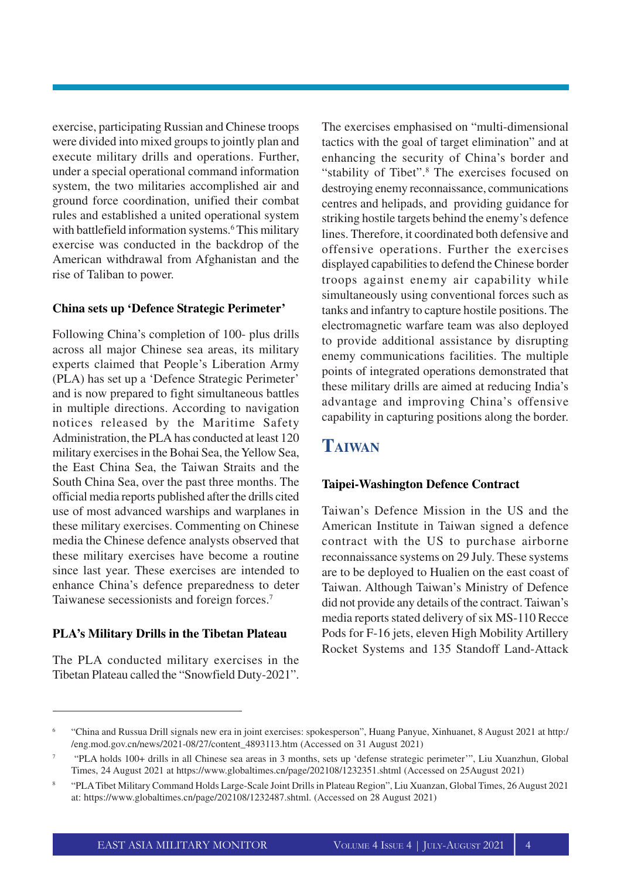exercise, participating Russian and Chinese troops were divided into mixed groups to jointly plan and execute military drills and operations. Further, under a special operational command information system, the two militaries accomplished air and ground force coordination, unified their combat rules and established a united operational system with battlefield information systems.[6] This military exercise was conducted in the backdrop of the American withdrawal from Afghanistan and the rise of Taliban to power.

### China sets up 'Defence Strategic Perimeter'

Following China's completion of 100- plus drills across all major Chinese sea areas, its military experts claimed that People's Liberation Army (PLA) has set up a 'Defence Strategic Perimeter' and is now prepared to fight simultaneous battles in multiple directions. According to navigation notices released by the Maritime Safety Administration, the PLA has conducted at least 120 military exercises in the Bohai Sea, the Yellow Sea, the East China Sea, the Taiwan Straits and the South China Sea, over the past three months. The official media reports published after the drills cited use of most advanced warships and warplanes in these military exercises. Commenting on Chinese media the Chinese defence analysts observed that these military exercises have become a routine since last year. These exercises are intended to enhance China's defence preparedness to deter Taiwanese secessionists and foreign forces.[7]

### PLA's Military Drills in the Tibetan Plateau

The PLA conducted military exercises in the Tibetan Plateau called the "Snowfield Duty-2021". The exercises emphasised on "multi-dimensional tactics with the goal of target elimination" and at enhancing the security of China's border and "stability of Tibet".[8] The exercises focused on destroying enemy reconnaissance, communications centres and helipads, and providing guidance for striking hostile targets behind the enemy's defence lines. Therefore, it coordinated both defensive and offensive operations. Further the exercises displayed capabilities to defend the Chinese border troops against enemy air capability while simultaneously using conventional forces such as tanks and infantry to capture hostile positions. The electromagnetic warfare team was also deployed to provide additional assistance by disrupting enemy communications facilities. The multiple points of integrated operations demonstrated that these military drills are aimed at reducing India's advantage and improving China's offensive capability in capturing positions along the border.

## Taiwan

### Taipei-Washington Defence Contract

Taiwan's Defence Mission in the US and the American Institute in Taiwan signed a defence contract with the US to purchase airborne reconnaissance systems on 29 July. These systems are to be deployed to Hualien on the east coast of Taiwan. Although Taiwan's Ministry of Defence did not provide any details of the contract. Taiwan's media reports stated delivery of six MS-110 Recce Pods for F-16 jets, eleven High Mobility Artillery Rocket Systems and 135 Standoff Land-Attack

---

[6] "China and Russua Drill signals new era in joint exercises: spokesperson", Huang Panyue, Xinhuanet, 8 August 2021 at http://eng.mod.gov.cn/news/2021-08/27/content_4893113.htm (Accessed on 31 August 2021)

[7] "PLA holds 100+ drills in all Chinese sea areas in 3 months, sets up 'defense strategic perimeter'", Liu Xuanzhun, Global Times, 24 August 2021 at https://www.globaltimes.cn/page/202108/1232351.shtml (Accessed on 25August 2021)

[8] "PLA Tibet Military Command Holds Large-Scale Joint Drills in Plateau Region", Liu Xuanzan, Global Times, 26 August 2021 at: https://www.globaltimes.cn/page/202108/1232487.shtml. (Accessed on 28 August 2021)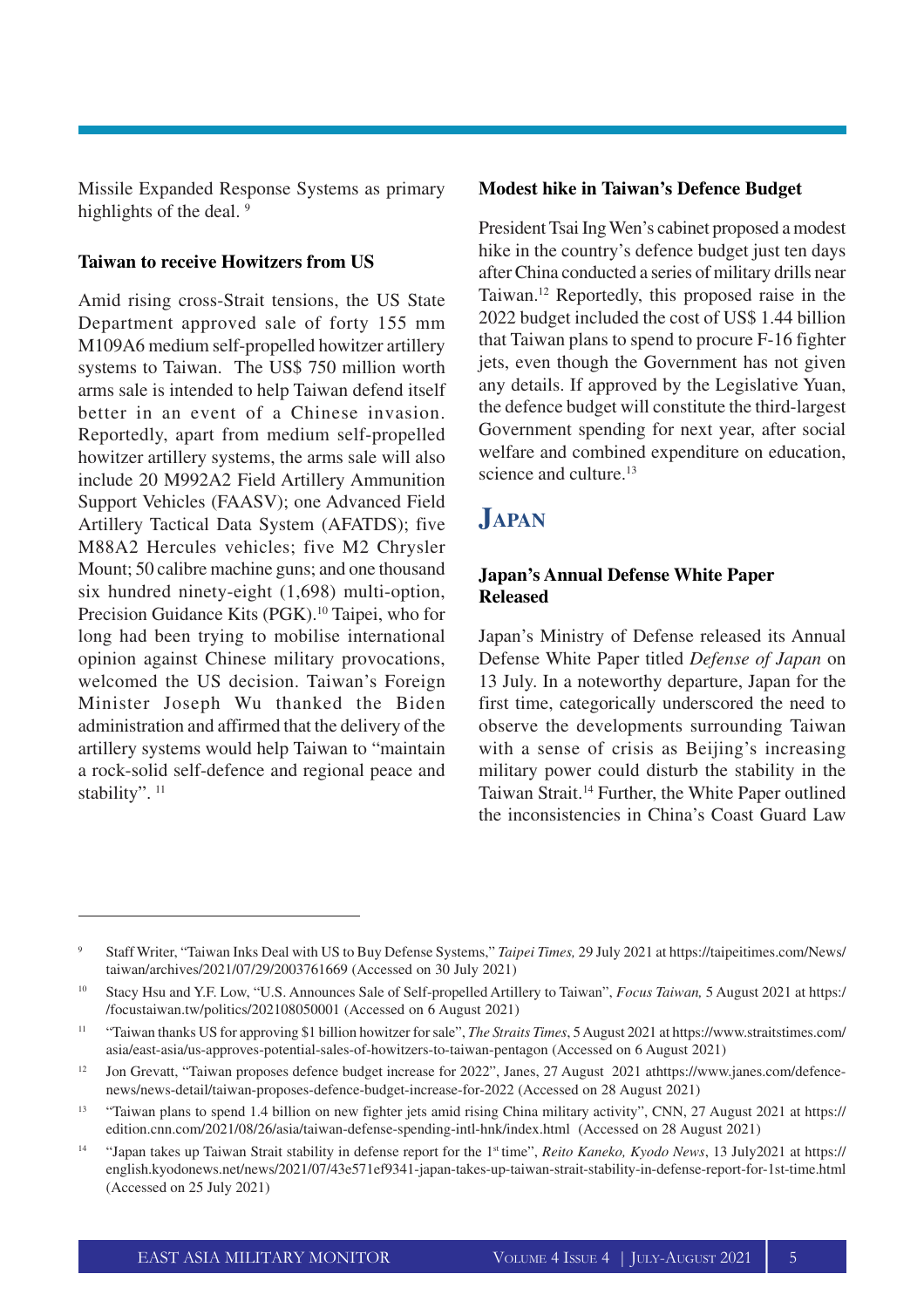Missile Expanded Response Systems as primary highlights of the deal. [9]

### Taiwan to receive Howitzers from US

Amid rising cross-Strait tensions, the US State Department approved sale of forty 155 mm M109A6 medium self-propelled howitzer artillery systems to Taiwan. The US$ 750 million worth arms sale is intended to help Taiwan defend itself better in an event of a Chinese invasion. Reportedly, apart from medium self-propelled howitzer artillery systems, the arms sale will also include 20 M992A2 Field Artillery Ammunition Support Vehicles (FAASV); one Advanced Field Artillery Tactical Data System (AFATDS); five M88A2 Hercules vehicles; five M2 Chrysler Mount; 50 calibre machine guns; and one thousand six hundred ninety-eight (1,698) multi-option, Precision Guidance Kits (PGK).[10] Taipei, who for long had been trying to mobilise international opinion against Chinese military provocations, welcomed the US decision. Taiwan's Foreign Minister Joseph Wu thanked the Biden administration and affirmed that the delivery of the artillery systems would help Taiwan to "maintain a rock-solid self-defence and regional peace and stability". [11]

### Modest hike in Taiwan's Defence Budget

President Tsai Ing Wen's cabinet proposed a modest hike in the country's defence budget just ten days after China conducted a series of military drills near Taiwan.[12] Reportedly, this proposed raise in the 2022 budget included the cost of US$ 1.44 billion that Taiwan plans to spend to procure F-16 fighter jets, even though the Government has not given any details. If approved by the Legislative Yuan, the defence budget will constitute the third-largest Government spending for next year, after social welfare and combined expenditure on education, science and culture.[13]

## Japan

### Japan's Annual Defense White Paper Released

Japan's Ministry of Defense released its Annual Defense White Paper titled *Defense of Japan* on 13 July. In a noteworthy departure, Japan for the first time, categorically underscored the need to observe the developments surrounding Taiwan with a sense of crisis as Beijing's increasing military power could disturb the stability in the Taiwan Strait.[14] Further, the White Paper outlined the inconsistencies in China's Coast Guard Law

---

[9] Staff Writer, "Taiwan Inks Deal with US to Buy Defense Systems," *Taipei Times,* 29 July 2021 at https://taipeitimes.com/News/taiwan/archives/2021/07/29/2003761669 (Accessed on 30 July 2021)

[10] Stacy Hsu and Y.F. Low, "U.S. Announces Sale of Self-propelled Artillery to Taiwan", *Focus Taiwan,* 5 August 2021 at https://focustaiwan.tw/politics/202108050001 (Accessed on 6 August 2021)

[11] "Taiwan thanks US for approving $1 billion howitzer for sale", *The Straits Times*, 5 August 2021 at https://www.straitstimes.com/asia/east-asia/us-approves-potential-sales-of-howitzers-to-taiwan-pentagon (Accessed on 6 August 2021)

[12] Jon Grevatt, "Taiwan proposes defence budget increase for 2022", Janes, 27 August 2021 athttps://www.janes.com/defence-news/news-detail/taiwan-proposes-defence-budget-increase-for-2022 (Accessed on 28 August 2021)

[13] "Taiwan plans to spend 1.4 billion on new fighter jets amid rising China military activity", CNN, 27 August 2021 at https://edition.cnn.com/2021/08/26/asia/taiwan-defense-spending-intl-hnk/index.html (Accessed on 28 August 2021)

[14] "Japan takes up Taiwan Strait stability in defense report for the 1st time", *Reito Kaneko, Kyodo News*, 13 July2021 at https://english.kyodonews.net/news/2021/07/43e571ef9341-japan-takes-up-taiwan-strait-stability-in-defense-report-for-1st-time.html (Accessed on 25 July 2021)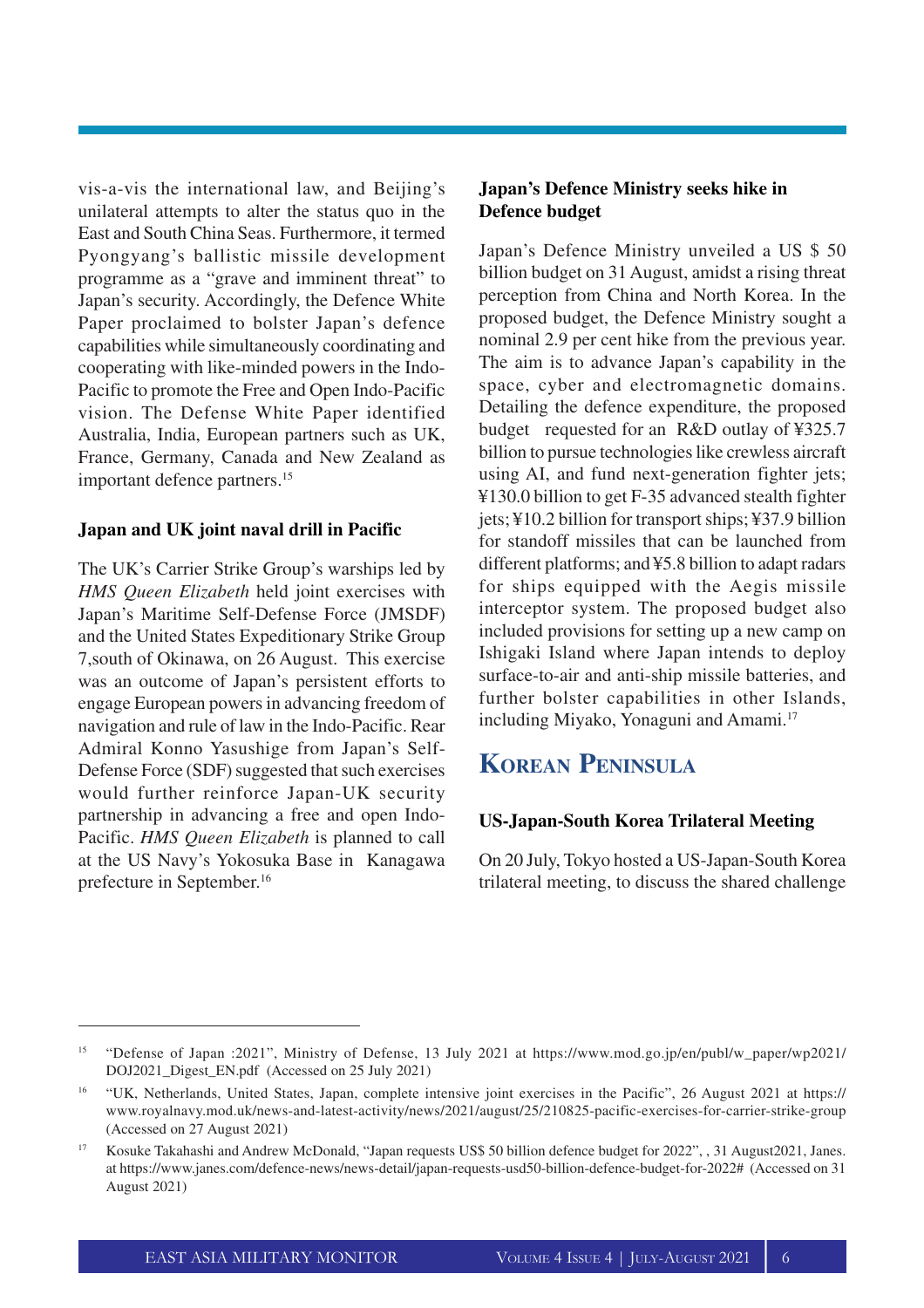vis-a-vis the international law, and Beijing's unilateral attempts to alter the status quo in the East and South China Seas. Furthermore, it termed Pyongyang's ballistic missile development programme as a "grave and imminent threat" to Japan's security. Accordingly, the Defence White Paper proclaimed to bolster Japan's defence capabilities while simultaneously coordinating and cooperating with like-minded powers in the Indo-Pacific to promote the Free and Open Indo-Pacific vision. The Defense White Paper identified Australia, India, European partners such as UK, France, Germany, Canada and New Zealand as important defence partners.[15]

### Japan and UK joint naval drill in Pacific

The UK's Carrier Strike Group's warships led by *HMS Queen Elizabeth* held joint exercises with Japan's Maritime Self-Defense Force (JMSDF) and the United States Expeditionary Strike Group 7,south of Okinawa, on 26 August. This exercise was an outcome of Japan's persistent efforts to engage European powers in advancing freedom of navigation and rule of law in the Indo-Pacific. Rear Admiral Konno Yasushige from Japan's Self-Defense Force (SDF) suggested that such exercises would further reinforce Japan-UK security partnership in advancing a free and open Indo-Pacific. *HMS Queen Elizabeth* is planned to call at the US Navy's Yokosuka Base in Kanagawa prefecture in September.[16]

### Japan's Defence Ministry seeks hike in Defence budget

Japan's Defence Ministry unveiled a US $ 50 billion budget on 31 August, amidst a rising threat perception from China and North Korea. In the proposed budget, the Defence Ministry sought a nominal 2.9 per cent hike from the previous year. The aim is to advance Japan's capability in the space, cyber and electromagnetic domains. Detailing the defence expenditure, the proposed budget requested for an R&D outlay of ¥325.7 billion to pursue technologies like crewless aircraft using AI, and fund next-generation fighter jets; ¥130.0 billion to get F-35 advanced stealth fighter jets; ¥10.2 billion for transport ships; ¥37.9 billion for standoff missiles that can be launched from different platforms; and ¥5.8 billion to adapt radars for ships equipped with the Aegis missile interceptor system. The proposed budget also included provisions for setting up a new camp on Ishigaki Island where Japan intends to deploy surface-to-air and anti-ship missile batteries, and further bolster capabilities in other Islands, including Miyako, Yonaguni and Amami.[17]

## Korean Peninsula

### US-Japan-South Korea Trilateral Meeting

On 20 July, Tokyo hosted a US-Japan-South Korea trilateral meeting, to discuss the shared challenge

---

[15] "Defense of Japan :2021", Ministry of Defense, 13 July 2021 at https://www.mod.go.jp/en/publ/w_paper/wp2021/DOJ2021_Digest_EN.pdf (Accessed on 25 July 2021)

[16] "UK, Netherlands, United States, Japan, complete intensive joint exercises in the Pacific", 26 August 2021 at https://www.royalnavy.mod.uk/news-and-latest-activity/news/2021/august/25/210825-pacific-exercises-for-carrier-strike-group (Accessed on 27 August 2021)

[17] Kosuke Takahashi and Andrew McDonald, "Japan requests US$ 50 billion defence budget for 2022", , 31 August2021, Janes. at https://www.janes.com/defence-news/news-detail/japan-requests-usd50-billion-defence-budget-for-2022# (Accessed on 31 August 2021)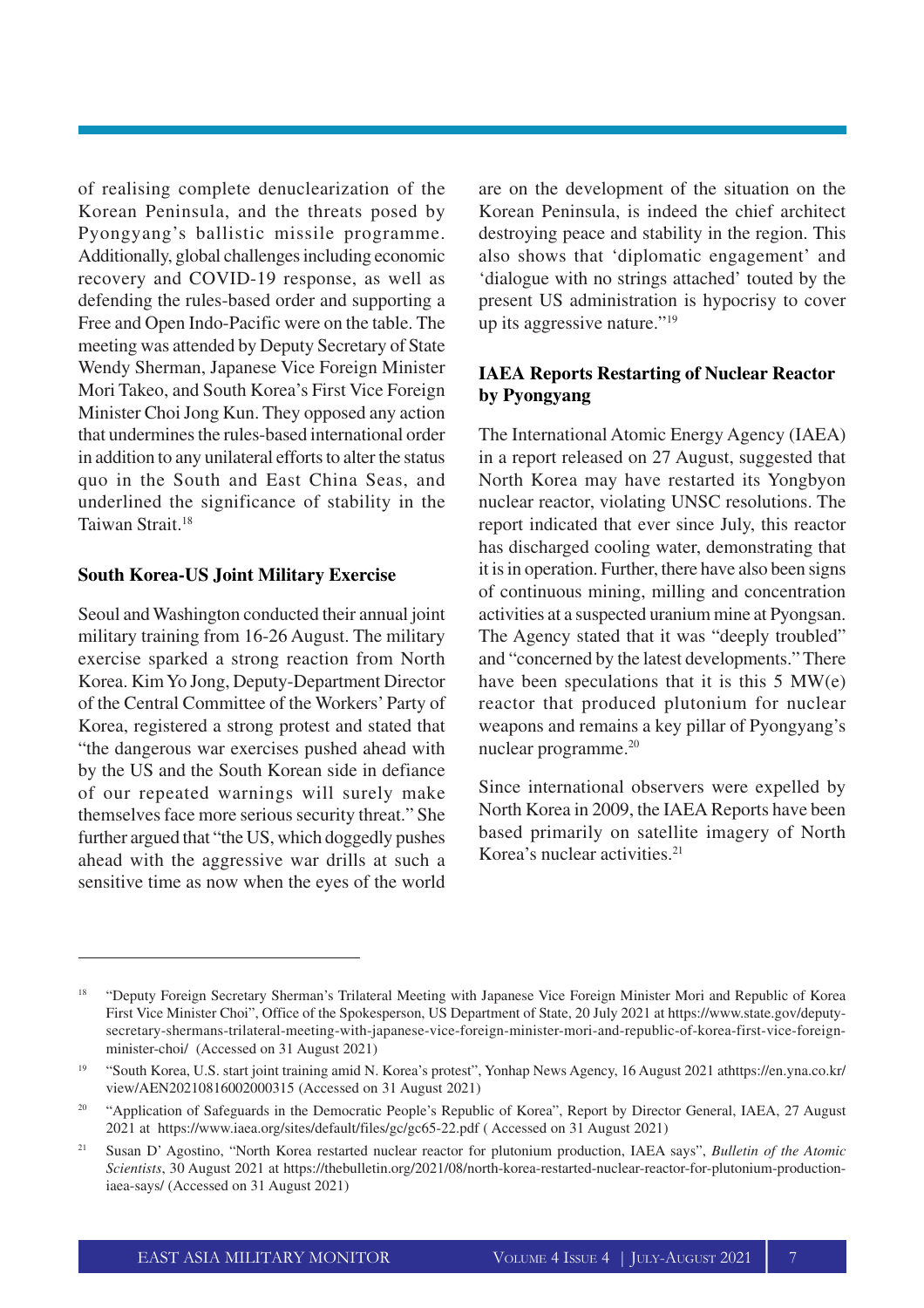of realising complete denuclearization of the Korean Peninsula, and the threats posed by Pyongyang's ballistic missile programme. Additionally, global challenges including economic recovery and COVID-19 response, as well as defending the rules-based order and supporting a Free and Open Indo-Pacific were on the table. The meeting was attended by Deputy Secretary of State Wendy Sherman, Japanese Vice Foreign Minister Mori Takeo, and South Korea's First Vice Foreign Minister Choi Jong Kun. They opposed any action that undermines the rules-based international order in addition to any unilateral efforts to alter the status quo in the South and East China Seas, and underlined the significance of stability in the Taiwan Strait.[18]

### South Korea-US Joint Military Exercise

Seoul and Washington conducted their annual joint military training from 16-26 August. The military exercise sparked a strong reaction from North Korea. Kim Yo Jong, Deputy-Department Director of the Central Committee of the Workers' Party of Korea, registered a strong protest and stated that "the dangerous war exercises pushed ahead with by the US and the South Korean side in defiance of our repeated warnings will surely make themselves face more serious security threat." She further argued that "the US, which doggedly pushes ahead with the aggressive war drills at such a sensitive time as now when the eyes of the world are on the development of the situation on the Korean Peninsula, is indeed the chief architect destroying peace and stability in the region. This also shows that 'diplomatic engagement' and 'dialogue with no strings attached' touted by the present US administration is hypocrisy to cover up its aggressive nature."[19]

### IAEA Reports Restarting of Nuclear Reactor by Pyongyang

The International Atomic Energy Agency (IAEA) in a report released on 27 August, suggested that North Korea may have restarted its Yongbyon nuclear reactor, violating UNSC resolutions. The report indicated that ever since July, this reactor has discharged cooling water, demonstrating that it is in operation. Further, there have also been signs of continuous mining, milling and concentration activities at a suspected uranium mine at Pyongsan. The Agency stated that it was "deeply troubled" and "concerned by the latest developments." There have been speculations that it is this 5 MW(e) reactor that produced plutonium for nuclear weapons and remains a key pillar of Pyongyang's nuclear programme.[20]

Since international observers were expelled by North Korea in 2009, the IAEA Reports have been based primarily on satellite imagery of North Korea's nuclear activities.[21]

---

[18] "Deputy Foreign Secretary Sherman's Trilateral Meeting with Japanese Vice Foreign Minister Mori and Republic of Korea First Vice Minister Choi", Office of the Spokesperson, US Department of State, 20 July 2021 at https://www.state.gov/deputy-secretary-shermans-trilateral-meeting-with-japanese-vice-foreign-minister-mori-and-republic-of-korea-first-vice-foreign-minister-choi/ (Accessed on 31 August 2021)

[19] "South Korea, U.S. start joint training amid N. Korea's protest", Yonhap News Agency, 16 August 2021 athttps://en.yna.co.kr/view/AEN20210816002000315 (Accessed on 31 August 2021)

[20] "Application of Safeguards in the Democratic People's Republic of Korea", Report by Director General, IAEA, 27 August 2021 at https://www.iaea.org/sites/default/files/gc/gc65-22.pdf ( Accessed on 31 August 2021)

[21] Susan D' Agostino, "North Korea restarted nuclear reactor for plutonium production, IAEA says", *Bulletin of the Atomic Scientists*, 30 August 2021 at https://thebulletin.org/2021/08/north-korea-restarted-nuclear-reactor-for-plutonium-production-iaea-says/ (Accessed on 31 August 2021)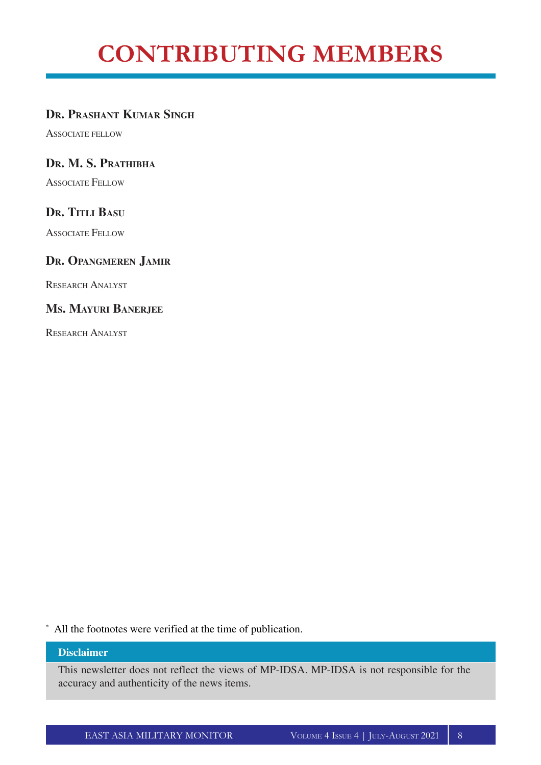# CONTRIBUTING MEMBERS

**Dr. Prashant Kumar Singh**

Associate fellow

**Dr. M. S. Prathibha**

Associate Fellow

**Dr. Titli Basu**

Associate Fellow

**Dr. Opangmeren Jamir**

Research Analyst

**Ms. Mayuri Banerjee**

Research Analyst

* All the footnotes were verified at the time of publication.

**Disclaimer**

This newsletter does not reflect the views of MP-IDSA. MP-IDSA is not responsible for the accuracy and authenticity of the news items.